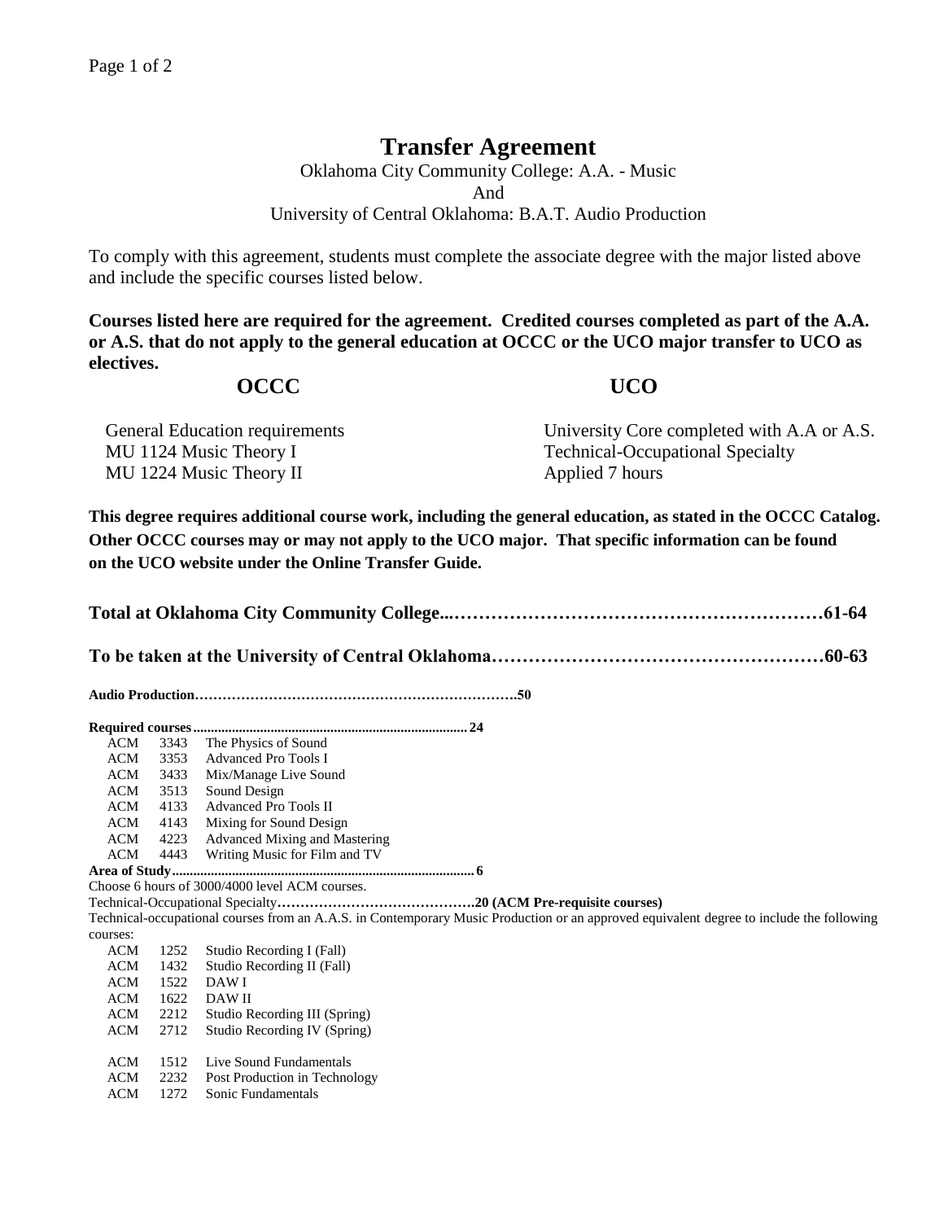# Transfer Agreement

Oklahoma City Community College: A.A. - Music
And
University of Central Oklahoma: B.A.T. Audio Production

To comply with this agreement, students must complete the associate degree with the major listed above and include the specific courses listed below.

**Courses listed here are required for the agreement. Credited courses completed as part of the A.A. or A.S. that do not apply to the general education at OCCC or the UCO major transfer to UCO as electives.**

| **OCCC** | **UCO** |
| --- | --- |
| General Education requirements | University Core completed with A.A or A.S. |
| MU 1124 Music Theory I | Technical-Occupational Specialty |
| MU 1224 Music Theory II | Applied 7 hours |

**This degree requires additional course work, including the general education, as stated in the OCCC Catalog. Other OCCC courses may or may not apply to the UCO major. That specific information can be found on the UCO website under the Online Transfer Guide.**

**Total at Oklahoma City Community College...……………………………………………………61-64**

**To be taken at the University of Central Oklahoma………………………………………………60-63**

**Audio Production…………………………………………………………….50**

**Required courses............................................................................ 24**

| | | |
| --- | --- | --- |
| ACM | 3343 | The Physics of Sound |
| ACM | 3353 | Advanced Pro Tools I |
| ACM | 3433 | Mix/Manage Live Sound |
| ACM | 3513 | Sound Design |
| ACM | 4133 | Advanced Pro Tools II |
| ACM | 4143 | Mixing for Sound Design |
| ACM | 4223 | Advanced Mixing and Mastering |
| ACM | 4443 | Writing Music for Film and TV |

**Area of Study.................................................................................... 6**

Choose 6 hours of 3000/4000 level ACM courses.

Technical-Occupational Specialty**…………………………………….20 (ACM Pre-requisite courses)**

Technical-occupational courses from an A.A.S. in Contemporary Music Production or an approved equivalent degree to include the following courses:

| | | |
| --- | --- | --- |
| ACM | 1252 | Studio Recording I (Fall) |
| ACM | 1432 | Studio Recording II (Fall) |
| ACM | 1522 | DAW I |
| ACM | 1622 | DAW II |
| ACM | 2212 | Studio Recording III (Spring) |
| ACM | 2712 | Studio Recording IV (Spring) |
| | | |
| ACM | 1512 | Live Sound Fundamentals |
| ACM | 2232 | Post Production in Technology |
| ACM | 1272 | Sonic Fundamentals |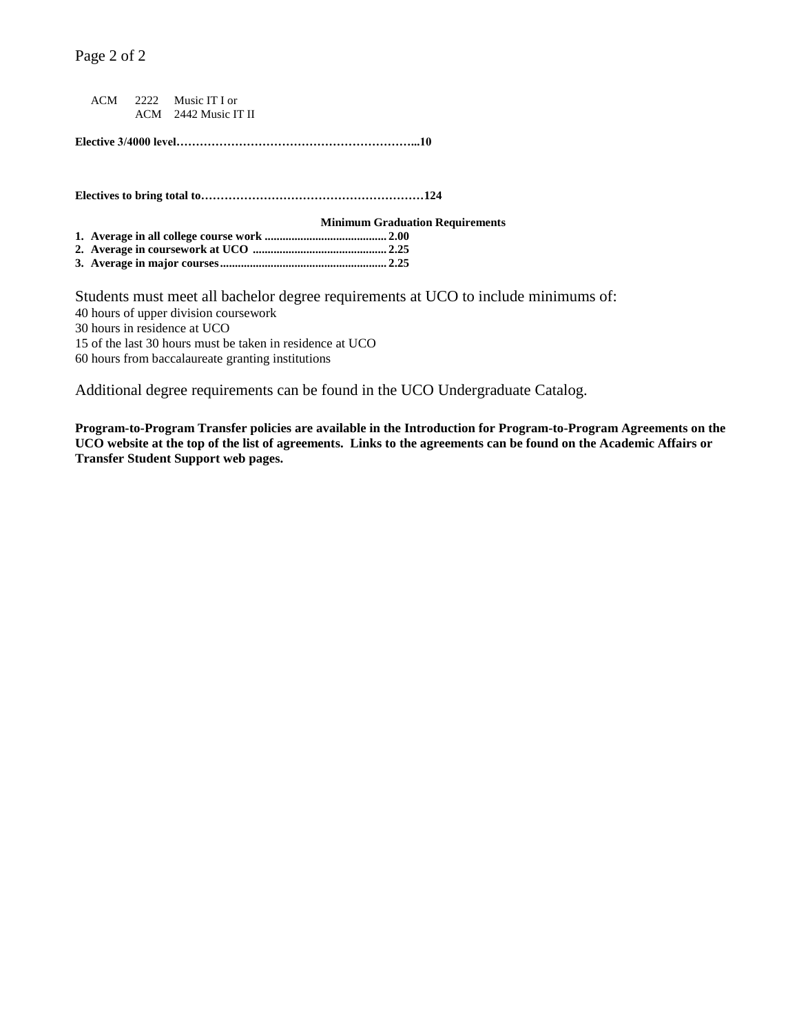ACM 2222 Music IT I or
ACM 2442 Music IT II

**Elective 3/4000 level……………………………………………………...10**

**Electives to bring total to…………………………………………………124**

**Minimum Graduation Requirements**

1. **Average in all college course work ......................................... 2.00**
2. **Average in coursework at UCO ............................................. 2.25**
3. **Average in major courses....................................................... 2.25**

Students must meet all bachelor degree requirements at UCO to include minimums of:

40 hours of upper division coursework
30 hours in residence at UCO
15 of the last 30 hours must be taken in residence at UCO
60 hours from baccalaureate granting institutions

Additional degree requirements can be found in the UCO Undergraduate Catalog.

**Program-to-Program Transfer policies are available in the Introduction for Program-to-Program Agreements on the UCO website at the top of the list of agreements. Links to the agreements can be found on the Academic Affairs or Transfer Student Support web pages.**